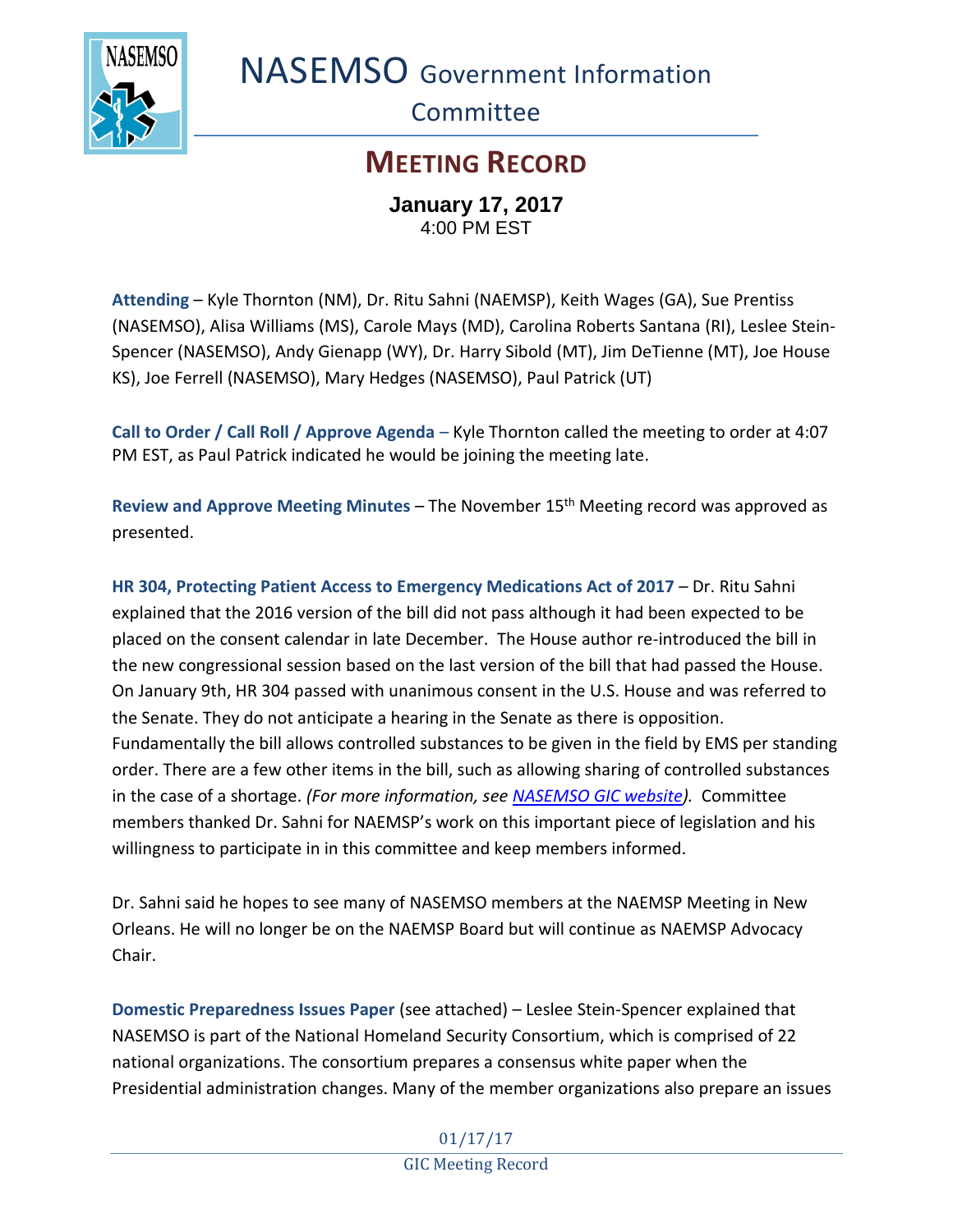# NASEMSO Government Information Committee

## MEETING RECORD

**January 17, 2017**
4:00 PM EST

**Attending** – Kyle Thornton (NM), Dr. Ritu Sahni (NAEMSP), Keith Wages (GA), Sue Prentiss (NASEMSO), Alisa Williams (MS), Carole Mays (MD), Carolina Roberts Santana (RI), Leslee Stein-Spencer (NASEMSO), Andy Gienapp (WY), Dr. Harry Sibold (MT), Jim DeTienne (MT), Joe House KS), Joe Ferrell (NASEMSO), Mary Hedges (NASEMSO), Paul Patrick (UT)

**Call to Order / Call Roll / Approve Agenda** – Kyle Thornton called the meeting to order at 4:07 PM EST, as Paul Patrick indicated he would be joining the meeting late.

**Review and Approve Meeting Minutes** – The November 15th Meeting record was approved as presented.

**HR 304, Protecting Patient Access to Emergency Medications Act of 2017** – Dr. Ritu Sahni explained that the 2016 version of the bill did not pass although it had been expected to be placed on the consent calendar in late December. The House author re-introduced the bill in the new congressional session based on the last version of the bill that had passed the House. On January 9th, HR 304 passed with unanimous consent in the U.S. House and was referred to the Senate. They do not anticipate a hearing in the Senate as there is opposition. Fundamentally the bill allows controlled substances to be given in the field by EMS per standing order. There are a few other items in the bill, such as allowing sharing of controlled substances in the case of a shortage. *(For more information, see NASEMSO GIC website).* Committee members thanked Dr. Sahni for NAEMSP's work on this important piece of legislation and his willingness to participate in in this committee and keep members informed.

Dr. Sahni said he hopes to see many of NASEMSO members at the NAEMSP Meeting in New Orleans. He will no longer be on the NAEMSP Board but will continue as NAEMSP Advocacy Chair.

**Domestic Preparedness Issues Paper** (see attached) – Leslee Stein-Spencer explained that NASEMSO is part of the National Homeland Security Consortium, which is comprised of 22 national organizations. The consortium prepares a consensus white paper when the Presidential administration changes. Many of the member organizations also prepare an issues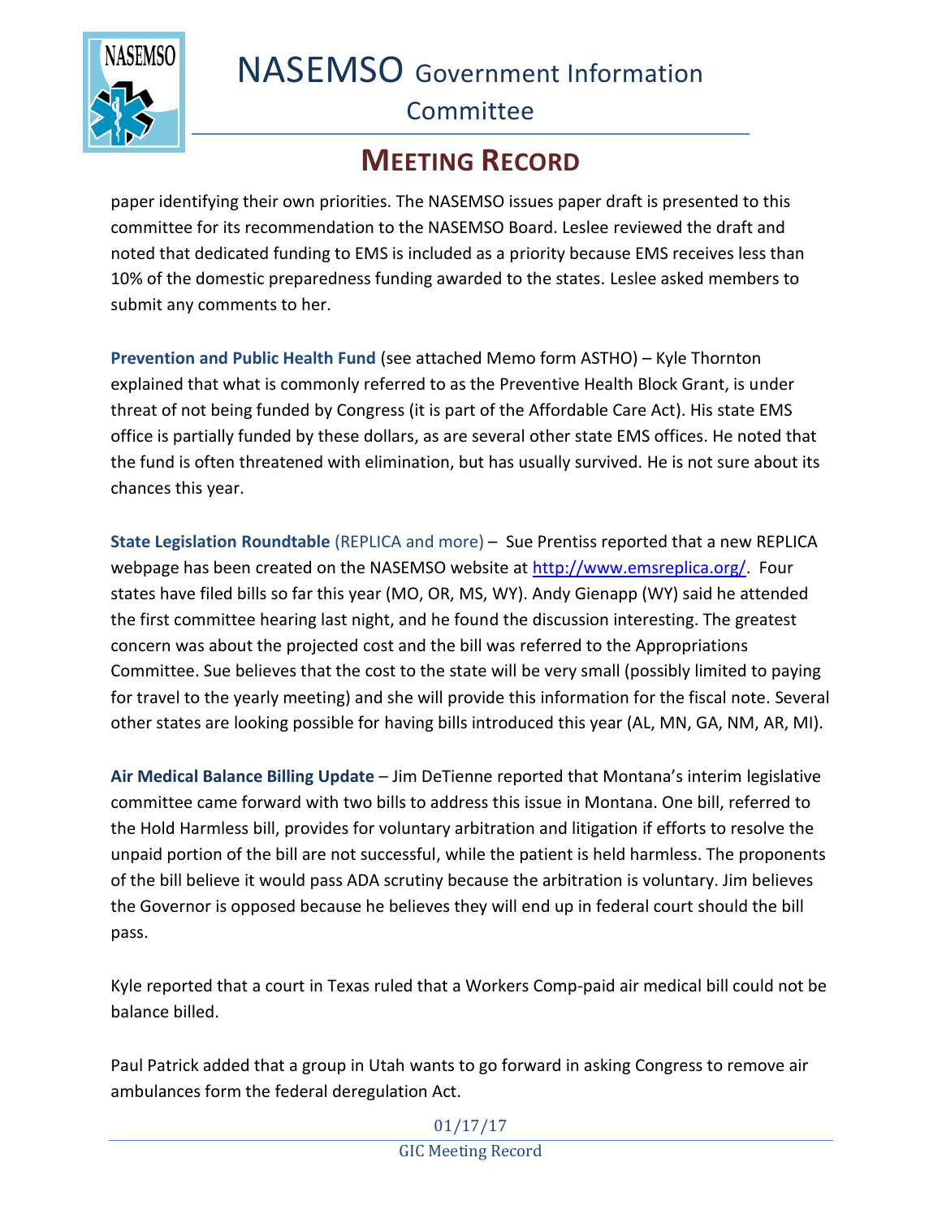paper identifying their own priorities. The NASEMSO issues paper draft is presented to this committee for its recommendation to the NASEMSO Board. Leslee reviewed the draft and noted that dedicated funding to EMS is included as a priority because EMS receives less than 10% of the domestic preparedness funding awarded to the states. Leslee asked members to submit any comments to her.

**Prevention and Public Health Fund** (see attached Memo form ASTHO) – Kyle Thornton explained that what is commonly referred to as the Preventive Health Block Grant, is under threat of not being funded by Congress (it is part of the Affordable Care Act). His state EMS office is partially funded by these dollars, as are several other state EMS offices. He noted that the fund is often threatened with elimination, but has usually survived. He is not sure about its chances this year.

**State Legislation Roundtable** (REPLICA and more) – Sue Prentiss reported that a new REPLICA webpage has been created on the NASEMSO website at http://www.emsreplica.org/. Four states have filed bills so far this year (MO, OR, MS, WY). Andy Gienapp (WY) said he attended the first committee hearing last night, and he found the discussion interesting. The greatest concern was about the projected cost and the bill was referred to the Appropriations Committee. Sue believes that the cost to the state will be very small (possibly limited to paying for travel to the yearly meeting) and she will provide this information for the fiscal note. Several other states are looking possible for having bills introduced this year (AL, MN, GA, NM, AR, MI).

**Air Medical Balance Billing Update** – Jim DeTienne reported that Montana's interim legislative committee came forward with two bills to address this issue in Montana. One bill, referred to the Hold Harmless bill, provides for voluntary arbitration and litigation if efforts to resolve the unpaid portion of the bill are not successful, while the patient is held harmless. The proponents of the bill believe it would pass ADA scrutiny because the arbitration is voluntary. Jim believes the Governor is opposed because he believes they will end up in federal court should the bill pass.

Kyle reported that a court in Texas ruled that a Workers Comp-paid air medical bill could not be balance billed.

Paul Patrick added that a group in Utah wants to go forward in asking Congress to remove air ambulances form the federal deregulation Act.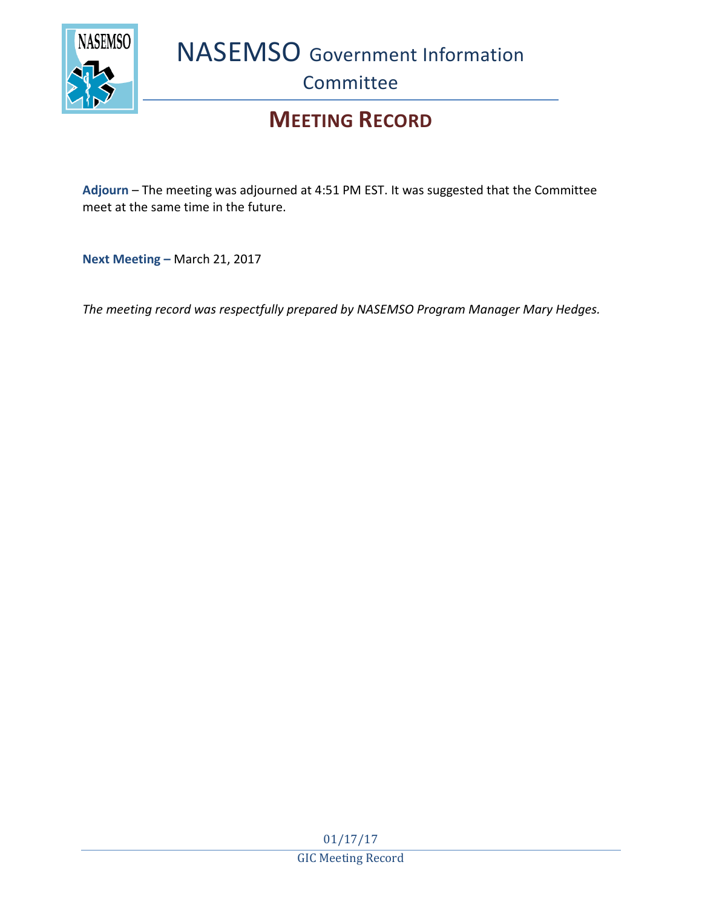**Adjourn** – The meeting was adjourned at 4:51 PM EST. It was suggested that the Committee meet at the same time in the future.

**Next Meeting –** March 21, 2017

*The meeting record was respectfully prepared by NASEMSO Program Manager Mary Hedges.*